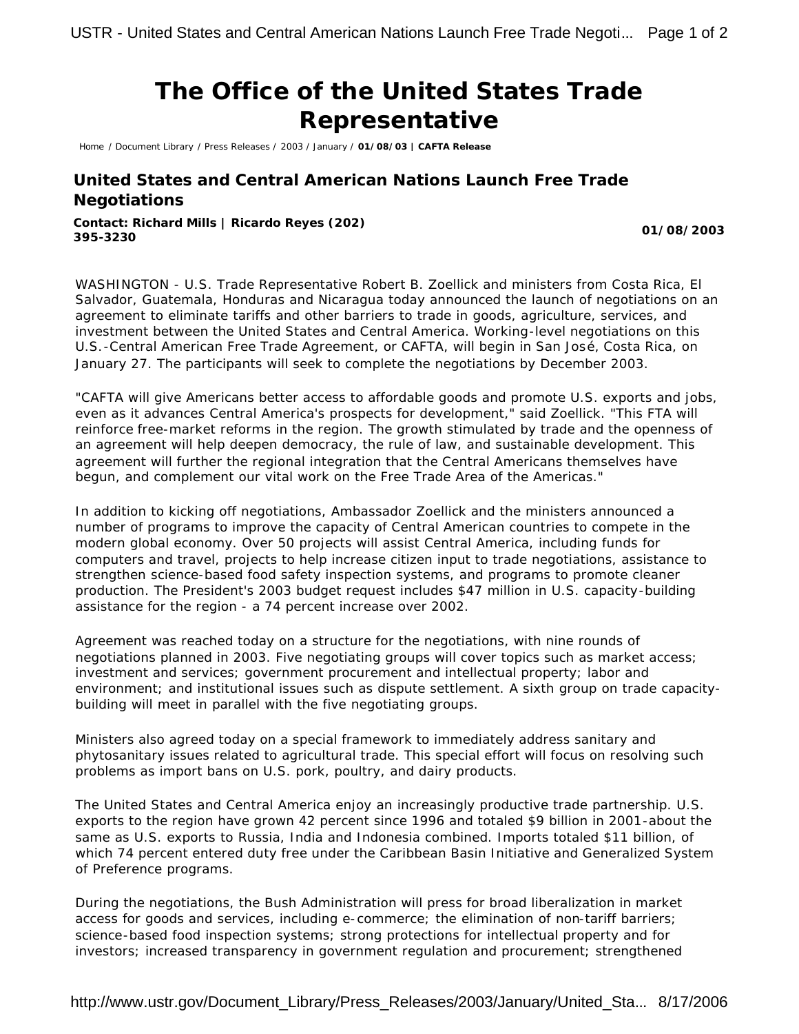# The Office of the United States Trade Representative

Home / Document Library / Press Releases / 2003 / January / **01/08/03 | CAFTA Release**

## United States and Central American Nations Launch Free Trade Negotiations

**Contact: Richard Mills | Ricardo Reyes (202) 395-3230**

**01/08/2003**

WASHINGTON - U.S. Trade Representative Robert B. Zoellick and ministers from Costa Rica, El Salvador, Guatemala, Honduras and Nicaragua today announced the launch of negotiations on an agreement to eliminate tariffs and other barriers to trade in goods, agriculture, services, and investment between the United States and Central America. Working-level negotiations on this U.S.-Central American Free Trade Agreement, or CAFTA, will begin in San José, Costa Rica, on January 27. The participants will seek to complete the negotiations by December 2003.

"CAFTA will give Americans better access to affordable goods and promote U.S. exports and jobs, even as it advances Central America's prospects for development," said Zoellick. "This FTA will reinforce free-market reforms in the region. The growth stimulated by trade and the openness of an agreement will help deepen democracy, the rule of law, and sustainable development. This agreement will further the regional integration that the Central Americans themselves have begun, and complement our vital work on the Free Trade Area of the Americas."

In addition to kicking off negotiations, Ambassador Zoellick and the ministers announced a number of programs to improve the capacity of Central American countries to compete in the modern global economy. Over 50 projects will assist Central America, including funds for computers and travel, projects to help increase citizen input to trade negotiations, assistance to strengthen science-based food safety inspection systems, and programs to promote cleaner production. The President's 2003 budget request includes $47 million in U.S. capacity-building assistance for the region - a 74 percent increase over 2002.

Agreement was reached today on a structure for the negotiations, with nine rounds of negotiations planned in 2003. Five negotiating groups will cover topics such as market access; investment and services; government procurement and intellectual property; labor and environment; and institutional issues such as dispute settlement. A sixth group on trade capacity-building will meet in parallel with the five negotiating groups.

Ministers also agreed today on a special framework to immediately address sanitary and phytosanitary issues related to agricultural trade. This special effort will focus on resolving such problems as import bans on U.S. pork, poultry, and dairy products.

The United States and Central America enjoy an increasingly productive trade partnership. U.S. exports to the region have grown 42 percent since 1996 and totaled $9 billion in 2001-about the same as U.S. exports to Russia, India and Indonesia combined. Imports totaled $11 billion, of which 74 percent entered duty free under the Caribbean Basin Initiative and Generalized System of Preference programs.

During the negotiations, the Bush Administration will press for broad liberalization in market access for goods and services, including e-commerce; the elimination of non-tariff barriers; science-based food inspection systems; strong protections for intellectual property and for investors; increased transparency in government regulation and procurement; strengthened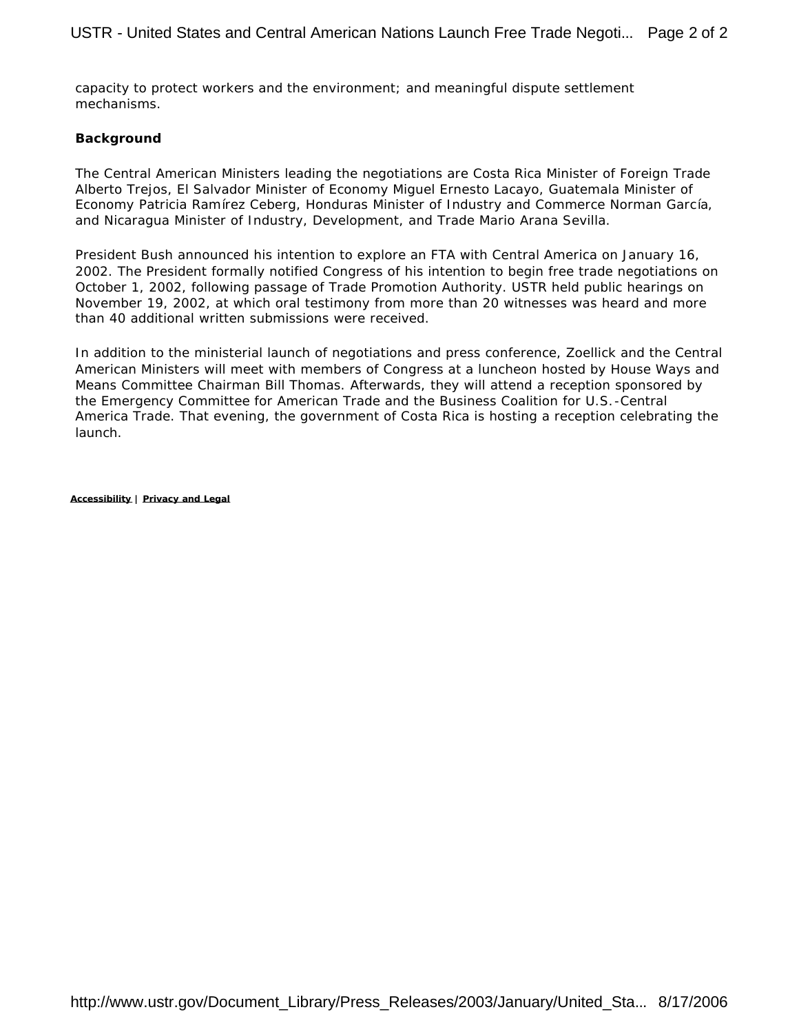capacity to protect workers and the environment; and meaningful dispute settlement mechanisms.

**Background**

The Central American Ministers leading the negotiations are Costa Rica Minister of Foreign Trade Alberto Trejos, El Salvador Minister of Economy Miguel Ernesto Lacayo, Guatemala Minister of Economy Patricia Ramírez Ceberg, Honduras Minister of Industry and Commerce Norman García, and Nicaragua Minister of Industry, Development, and Trade Mario Arana Sevilla.

President Bush announced his intention to explore an FTA with Central America on January 16, 2002. The President formally notified Congress of his intention to begin free trade negotiations on October 1, 2002, following passage of Trade Promotion Authority. USTR held public hearings on November 19, 2002, at which oral testimony from more than 20 witnesses was heard and more than 40 additional written submissions were received.

In addition to the ministerial launch of negotiations and press conference, Zoellick and the Central American Ministers will meet with members of Congress at a luncheon hosted by House Ways and Means Committee Chairman Bill Thomas. Afterwards, they will attend a reception sponsored by the Emergency Committee for American Trade and the Business Coalition for U.S.-Central America Trade. That evening, the government of Costa Rica is hosting a reception celebrating the launch.

**Accessibility** | **Privacy and Legal**